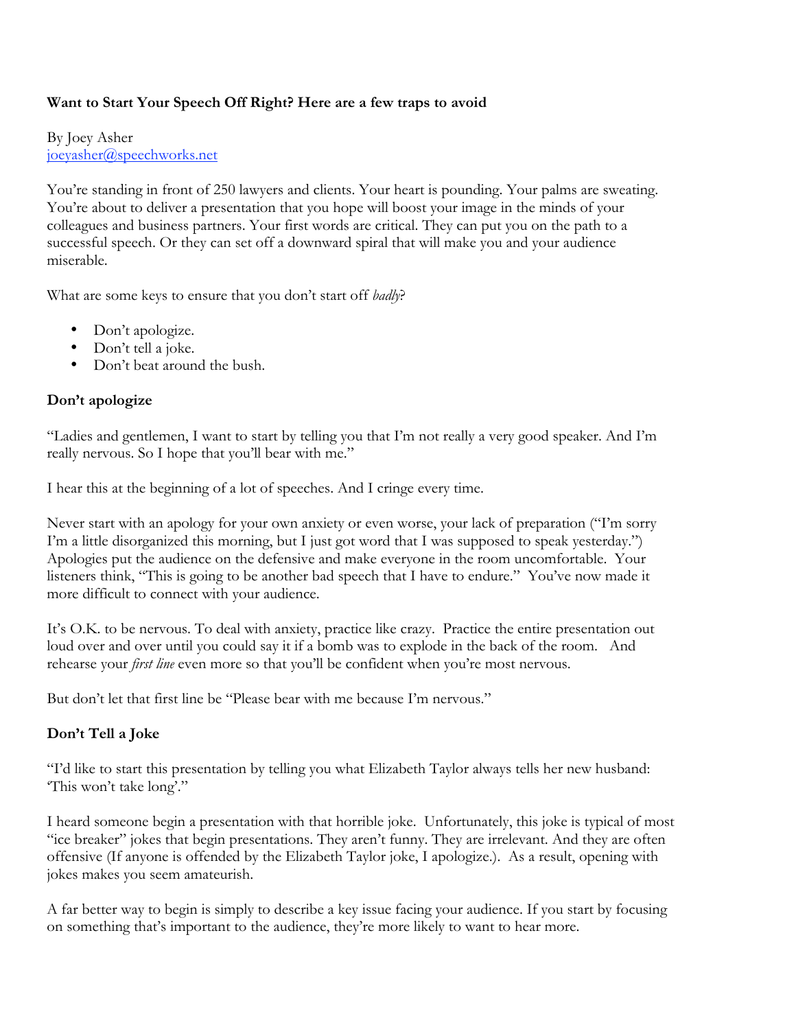**Want to Start Your Speech Off Right? Here are a few traps to avoid**

By Joey Asher
joeyasher@speechworks.net

You're standing in front of 250 lawyers and clients. Your heart is pounding. Your palms are sweating. You're about to deliver a presentation that you hope will boost your image in the minds of your colleagues and business partners. Your first words are critical. They can put you on the path to a successful speech. Or they can set off a downward spiral that will make you and your audience miserable.

What are some keys to ensure that you don't start off *badly*?

- Don't apologize.
- Don't tell a joke.
- Don't beat around the bush.

**Don't apologize**

"Ladies and gentlemen, I want to start by telling you that I'm not really a very good speaker. And I'm really nervous. So I hope that you'll bear with me."

I hear this at the beginning of a lot of speeches. And I cringe every time.

Never start with an apology for your own anxiety or even worse, your lack of preparation ("I'm sorry I'm a little disorganized this morning, but I just got word that I was supposed to speak yesterday.") Apologies put the audience on the defensive and make everyone in the room uncomfortable. Your listeners think, "This is going to be another bad speech that I have to endure." You've now made it more difficult to connect with your audience.

It's O.K. to be nervous. To deal with anxiety, practice like crazy. Practice the entire presentation out loud over and over until you could say it if a bomb was to explode in the back of the room. And rehearse your *first line* even more so that you'll be confident when you're most nervous.

But don't let that first line be "Please bear with me because I'm nervous."

**Don't Tell a Joke**

"I'd like to start this presentation by telling you what Elizabeth Taylor always tells her new husband: 'This won't take long'."

I heard someone begin a presentation with that horrible joke. Unfortunately, this joke is typical of most "ice breaker" jokes that begin presentations. They aren't funny. They are irrelevant. And they are often offensive (If anyone is offended by the Elizabeth Taylor joke, I apologize.). As a result, opening with jokes makes you seem amateurish.

A far better way to begin is simply to describe a key issue facing your audience. If you start by focusing on something that's important to the audience, they're more likely to want to hear more.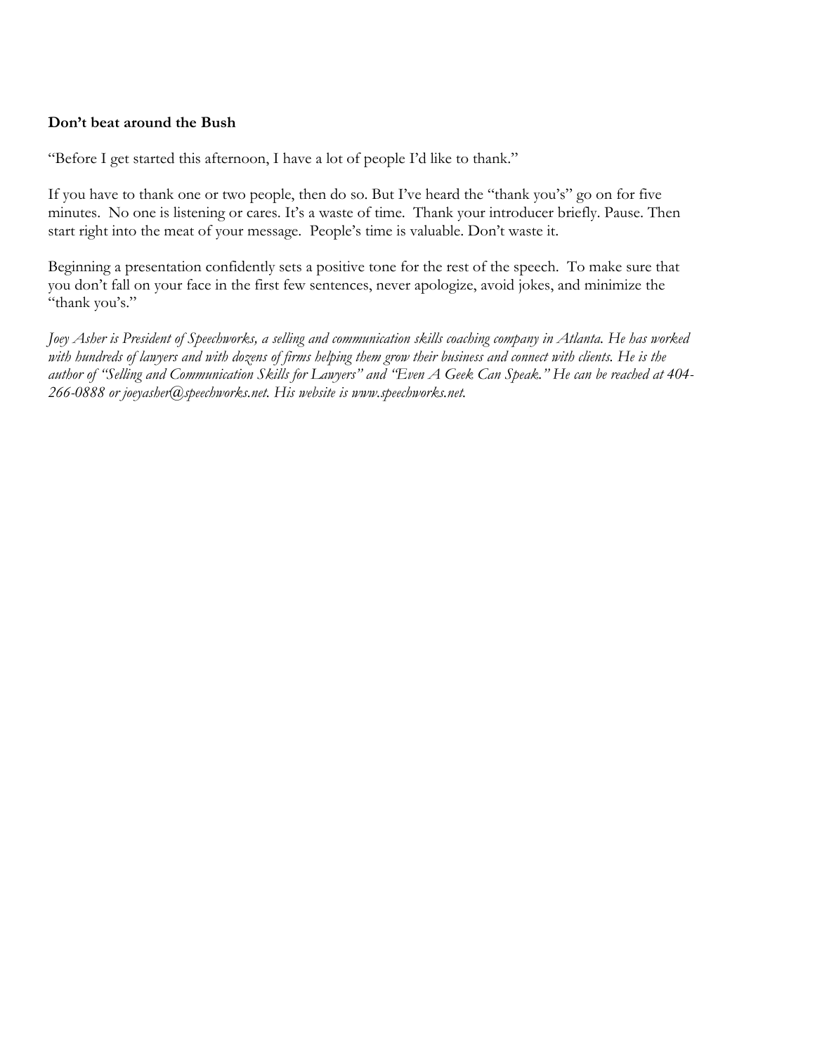**Don't beat around the Bush**

"Before I get started this afternoon, I have a lot of people I'd like to thank."

If you have to thank one or two people, then do so. But I've heard the "thank you's" go on for five minutes. No one is listening or cares. It's a waste of time. Thank your introducer briefly. Pause. Then start right into the meat of your message. People's time is valuable. Don't waste it.

Beginning a presentation confidently sets a positive tone for the rest of the speech. To make sure that you don't fall on your face in the first few sentences, never apologize, avoid jokes, and minimize the "thank you's."

*Joey Asher is President of Speechworks, a selling and communication skills coaching company in Atlanta. He has worked with hundreds of lawyers and with dozens of firms helping them grow their business and connect with clients. He is the author of "Selling and Communication Skills for Lawyers" and "Even A Geek Can Speak." He can be reached at 404-266-0888 or joeyasher@speechworks.net. His website is www.speechworks.net.*